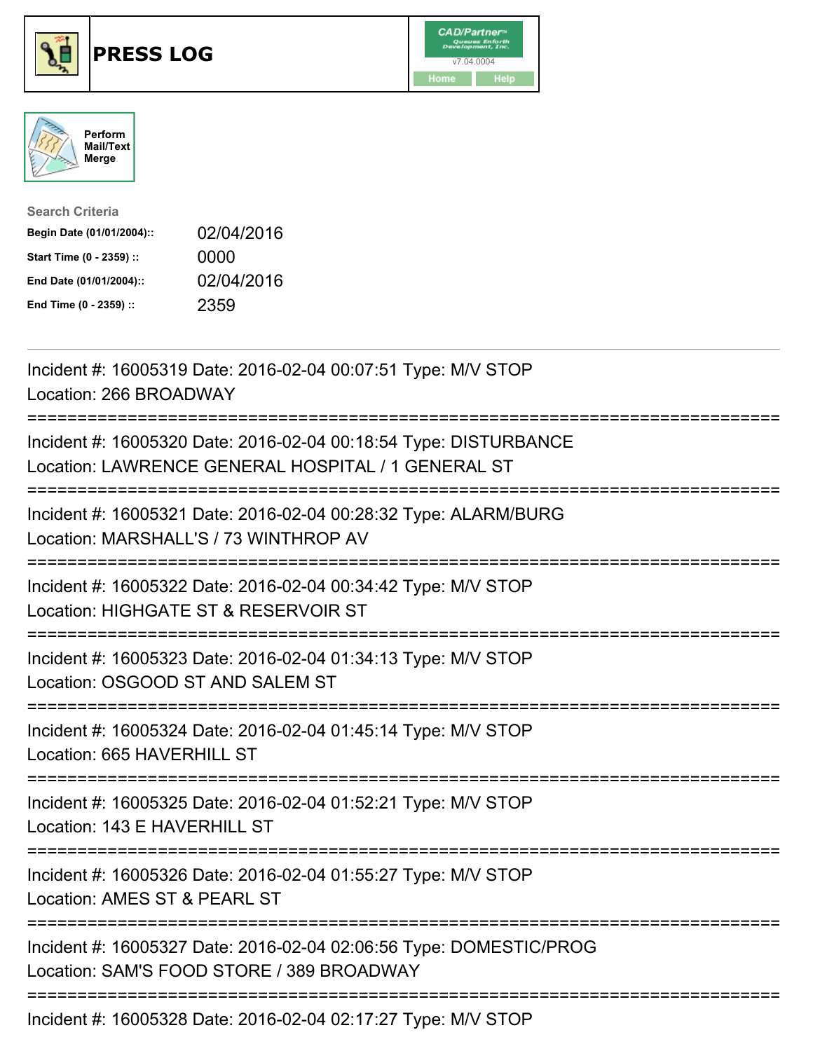# PRESS LOG

Perform Mail/Text Merge

**Search Criteria**

| | |
|---|---|
| **Begin Date (01/01/2004)::** | 02/04/2016 |
| **Start Time (0 - 2359) ::** | 0000 |
| **End Date (01/01/2004)::** | 02/04/2016 |
| **End Time (0 - 2359) ::** | 2359 |

---

Incident #: 16005319 Date: 2016-02-04 00:07:51 Type: M/V STOP
Location: 266 BROADWAY

===========================================================================

Incident #: 16005320 Date: 2016-02-04 00:18:54 Type: DISTURBANCE
Location: LAWRENCE GENERAL HOSPITAL / 1 GENERAL ST

===========================================================================

Incident #: 16005321 Date: 2016-02-04 00:28:32 Type: ALARM/BURG
Location: MARSHALL'S / 73 WINTHROP AV

===========================================================================

Incident #: 16005322 Date: 2016-02-04 00:34:42 Type: M/V STOP
Location: HIGHGATE ST & RESERVOIR ST

===========================================================================

Incident #: 16005323 Date: 2016-02-04 01:34:13 Type: M/V STOP
Location: OSGOOD ST AND SALEM ST

===========================================================================

Incident #: 16005324 Date: 2016-02-04 01:45:14 Type: M/V STOP
Location: 665 HAVERHILL ST

===========================================================================

Incident #: 16005325 Date: 2016-02-04 01:52:21 Type: M/V STOP
Location: 143 E HAVERHILL ST

===========================================================================

Incident #: 16005326 Date: 2016-02-04 01:55:27 Type: M/V STOP
Location: AMES ST & PEARL ST

===========================================================================

Incident #: 16005327 Date: 2016-02-04 02:06:56 Type: DOMESTIC/PROG
Location: SAM'S FOOD STORE / 389 BROADWAY

===========================================================================

Incident #: 16005328 Date: 2016-02-04 02:17:27 Type: M/V STOP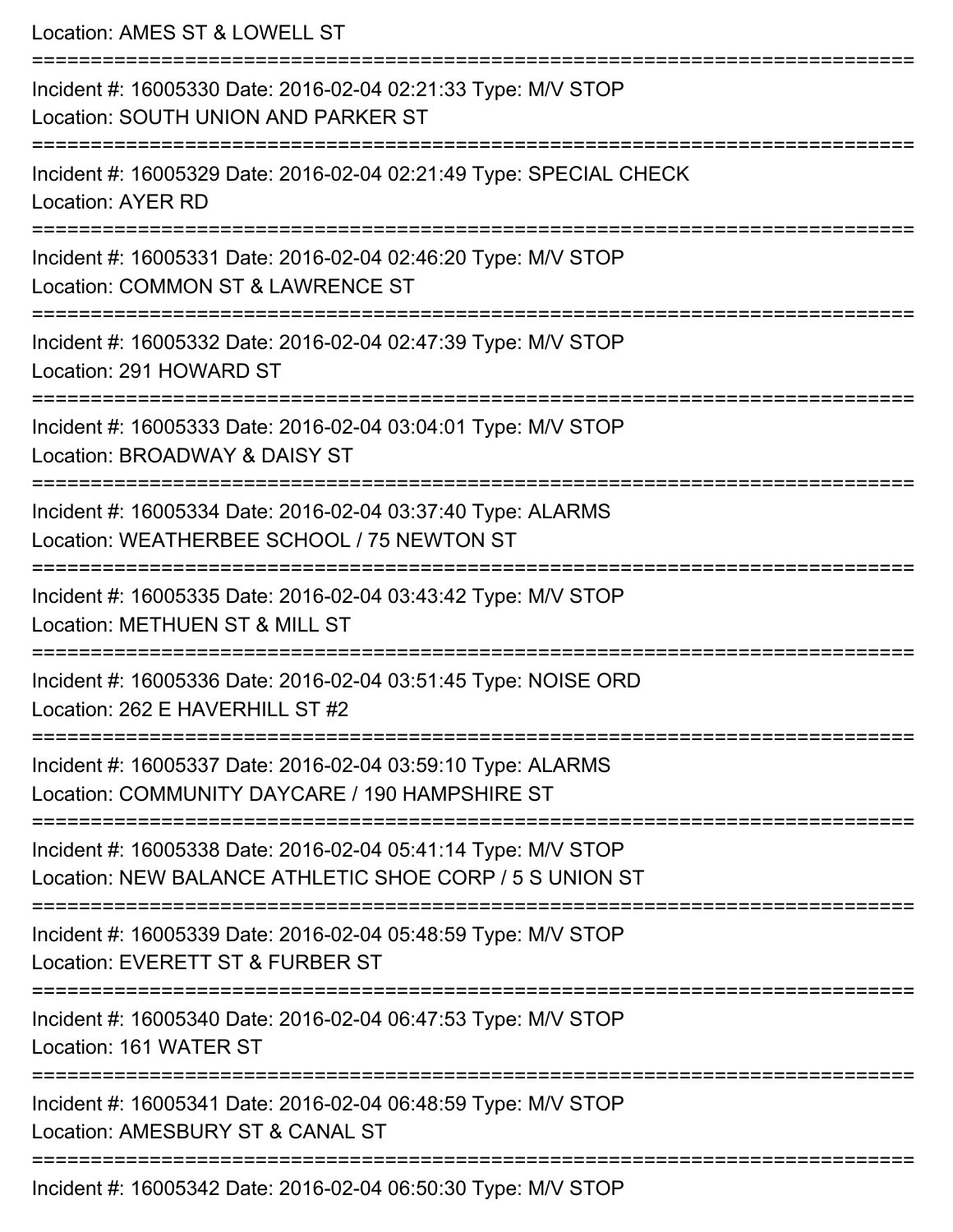Location: AMES ST & LOWELL ST

===========================================================================

Incident #: 16005330 Date: 2016-02-04 02:21:33 Type: M/V STOP
Location: SOUTH UNION AND PARKER ST

===========================================================================

Incident #: 16005329 Date: 2016-02-04 02:21:49 Type: SPECIAL CHECK
Location: AYER RD

===========================================================================

Incident #: 16005331 Date: 2016-02-04 02:46:20 Type: M/V STOP
Location: COMMON ST & LAWRENCE ST

===========================================================================

Incident #: 16005332 Date: 2016-02-04 02:47:39 Type: M/V STOP
Location: 291 HOWARD ST

===========================================================================

Incident #: 16005333 Date: 2016-02-04 03:04:01 Type: M/V STOP
Location: BROADWAY & DAISY ST

===========================================================================

Incident #: 16005334 Date: 2016-02-04 03:37:40 Type: ALARMS
Location: WEATHERBEE SCHOOL / 75 NEWTON ST

===========================================================================

Incident #: 16005335 Date: 2016-02-04 03:43:42 Type: M/V STOP
Location: METHUEN ST & MILL ST

===========================================================================

Incident #: 16005336 Date: 2016-02-04 03:51:45 Type: NOISE ORD
Location: 262 E HAVERHILL ST #2

===========================================================================

Incident #: 16005337 Date: 2016-02-04 03:59:10 Type: ALARMS
Location: COMMUNITY DAYCARE / 190 HAMPSHIRE ST

===========================================================================

Incident #: 16005338 Date: 2016-02-04 05:41:14 Type: M/V STOP
Location: NEW BALANCE ATHLETIC SHOE CORP / 5 S UNION ST

===========================================================================

Incident #: 16005339 Date: 2016-02-04 05:48:59 Type: M/V STOP
Location: EVERETT ST & FURBER ST

===========================================================================

Incident #: 16005340 Date: 2016-02-04 06:47:53 Type: M/V STOP
Location: 161 WATER ST

===========================================================================

Incident #: 16005341 Date: 2016-02-04 06:48:59 Type: M/V STOP
Location: AMESBURY ST & CANAL ST

===========================================================================

Incident #: 16005342 Date: 2016-02-04 06:50:30 Type: M/V STOP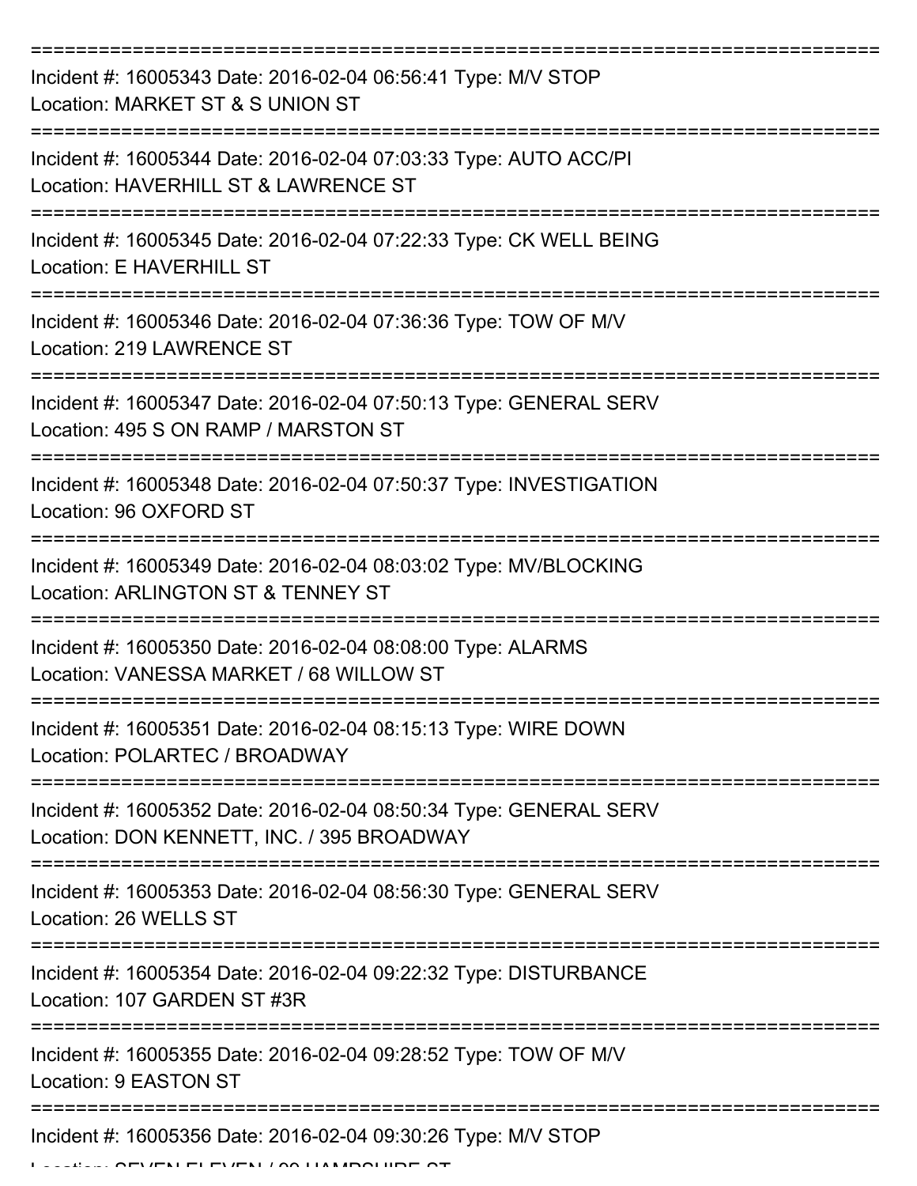===========================================================================
Incident #: 16005343 Date: 2016-02-04 06:56:41 Type: M/V STOP
Location: MARKET ST & S UNION ST
===========================================================================
Incident #: 16005344 Date: 2016-02-04 07:03:33 Type: AUTO ACC/PI
Location: HAVERHILL ST & LAWRENCE ST
===========================================================================
Incident #: 16005345 Date: 2016-02-04 07:22:33 Type: CK WELL BEING
Location: E HAVERHILL ST
===========================================================================
Incident #: 16005346 Date: 2016-02-04 07:36:36 Type: TOW OF M/V
Location: 219 LAWRENCE ST
===========================================================================
Incident #: 16005347 Date: 2016-02-04 07:50:13 Type: GENERAL SERV
Location: 495 S ON RAMP / MARSTON ST
===========================================================================
Incident #: 16005348 Date: 2016-02-04 07:50:37 Type: INVESTIGATION
Location: 96 OXFORD ST
===========================================================================
Incident #: 16005349 Date: 2016-02-04 08:03:02 Type: MV/BLOCKING
Location: ARLINGTON ST & TENNEY ST
===========================================================================
Incident #: 16005350 Date: 2016-02-04 08:08:00 Type: ALARMS
Location: VANESSA MARKET / 68 WILLOW ST
===========================================================================
Incident #: 16005351 Date: 2016-02-04 08:15:13 Type: WIRE DOWN
Location: POLARTEC / BROADWAY
===========================================================================
Incident #: 16005352 Date: 2016-02-04 08:50:34 Type: GENERAL SERV
Location: DON KENNETT, INC. / 395 BROADWAY
===========================================================================
Incident #: 16005353 Date: 2016-02-04 08:56:30 Type: GENERAL SERV
Location: 26 WELLS ST
===========================================================================
Incident #: 16005354 Date: 2016-02-04 09:22:32 Type: DISTURBANCE
Location: 107 GARDEN ST #3R
===========================================================================
Incident #: 16005355 Date: 2016-02-04 09:28:52 Type: TOW OF M/V
Location: 9 EASTON ST
===========================================================================
Incident #: 16005356 Date: 2016-02-04 09:30:26 Type: M/V STOP
Location: SEVEN ELEVEN / 99 HAMPSHIRE ST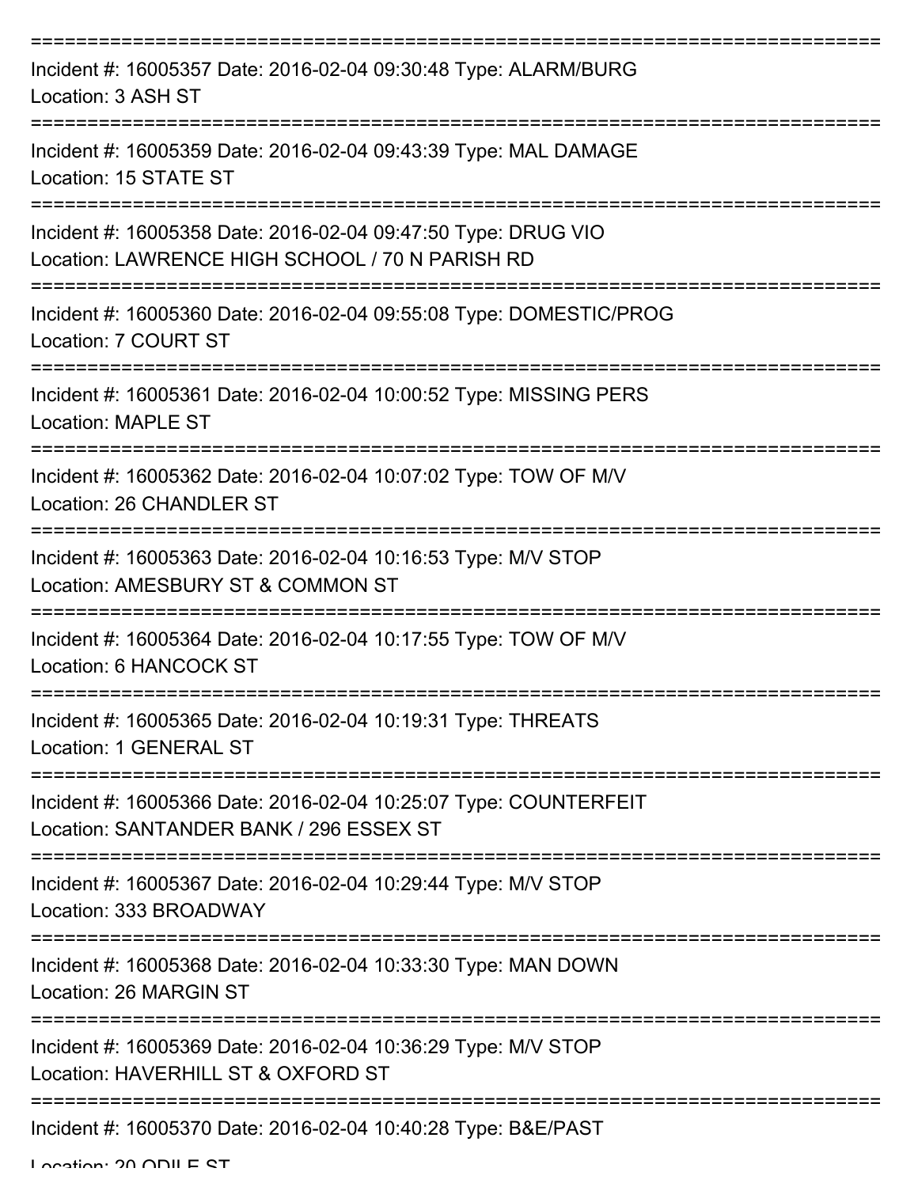===========================================================================

Incident #: 16005357 Date: 2016-02-04 09:30:48 Type: ALARM/BURG
Location: 3 ASH ST

===========================================================================

Incident #: 16005359 Date: 2016-02-04 09:43:39 Type: MAL DAMAGE
Location: 15 STATE ST

===========================================================================

Incident #: 16005358 Date: 2016-02-04 09:47:50 Type: DRUG VIO
Location: LAWRENCE HIGH SCHOOL / 70 N PARISH RD

===========================================================================

Incident #: 16005360 Date: 2016-02-04 09:55:08 Type: DOMESTIC/PROG
Location: 7 COURT ST

===========================================================================

Incident #: 16005361 Date: 2016-02-04 10:00:52 Type: MISSING PERS
Location: MAPLE ST

===========================================================================

Incident #: 16005362 Date: 2016-02-04 10:07:02 Type: TOW OF M/V
Location: 26 CHANDLER ST

===========================================================================

Incident #: 16005363 Date: 2016-02-04 10:16:53 Type: M/V STOP
Location: AMESBURY ST & COMMON ST

===========================================================================

Incident #: 16005364 Date: 2016-02-04 10:17:55 Type: TOW OF M/V
Location: 6 HANCOCK ST

===========================================================================

Incident #: 16005365 Date: 2016-02-04 10:19:31 Type: THREATS
Location: 1 GENERAL ST

===========================================================================

Incident #: 16005366 Date: 2016-02-04 10:25:07 Type: COUNTERFEIT
Location: SANTANDER BANK / 296 ESSEX ST

===========================================================================

Incident #: 16005367 Date: 2016-02-04 10:29:44 Type: M/V STOP
Location: 333 BROADWAY

===========================================================================

Incident #: 16005368 Date: 2016-02-04 10:33:30 Type: MAN DOWN
Location: 26 MARGIN ST

===========================================================================

Incident #: 16005369 Date: 2016-02-04 10:36:29 Type: M/V STOP
Location: HAVERHILL ST & OXFORD ST

===========================================================================

Incident #: 16005370 Date: 2016-02-04 10:40:28 Type: B&E/PAST
Location: 20 ODILE ST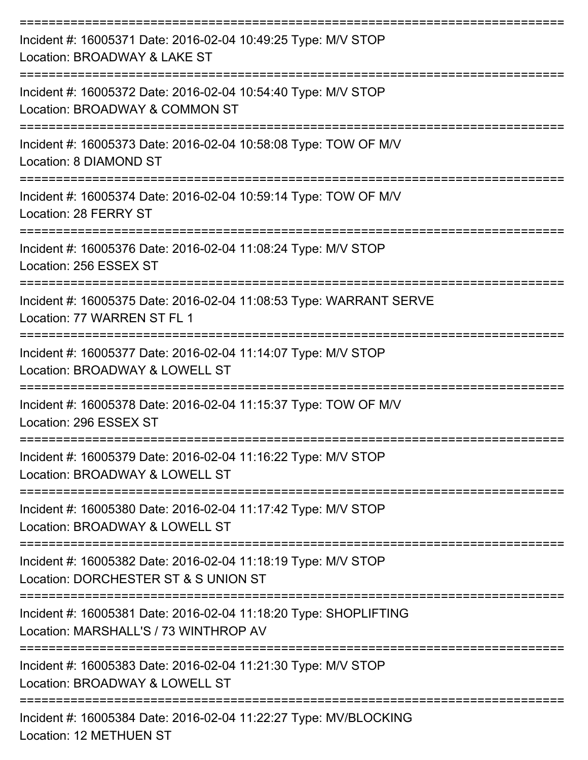===========================================================================

Incident #: 16005371 Date: 2016-02-04 10:49:25 Type: M/V STOP
Location: BROADWAY & LAKE ST

===========================================================================

Incident #: 16005372 Date: 2016-02-04 10:54:40 Type: M/V STOP
Location: BROADWAY & COMMON ST

===========================================================================

Incident #: 16005373 Date: 2016-02-04 10:58:08 Type: TOW OF M/V
Location: 8 DIAMOND ST

===========================================================================

Incident #: 16005374 Date: 2016-02-04 10:59:14 Type: TOW OF M/V
Location: 28 FERRY ST

===========================================================================

Incident #: 16005376 Date: 2016-02-04 11:08:24 Type: M/V STOP
Location: 256 ESSEX ST

===========================================================================

Incident #: 16005375 Date: 2016-02-04 11:08:53 Type: WARRANT SERVE
Location: 77 WARREN ST FL 1

===========================================================================

Incident #: 16005377 Date: 2016-02-04 11:14:07 Type: M/V STOP
Location: BROADWAY & LOWELL ST

===========================================================================

Incident #: 16005378 Date: 2016-02-04 11:15:37 Type: TOW OF M/V
Location: 296 ESSEX ST

===========================================================================

Incident #: 16005379 Date: 2016-02-04 11:16:22 Type: M/V STOP
Location: BROADWAY & LOWELL ST

===========================================================================

Incident #: 16005380 Date: 2016-02-04 11:17:42 Type: M/V STOP
Location: BROADWAY & LOWELL ST

===========================================================================

Incident #: 16005382 Date: 2016-02-04 11:18:19 Type: M/V STOP
Location: DORCHESTER ST & S UNION ST

===========================================================================

Incident #: 16005381 Date: 2016-02-04 11:18:20 Type: SHOPLIFTING
Location: MARSHALL'S / 73 WINTHROP AV

===========================================================================

Incident #: 16005383 Date: 2016-02-04 11:21:30 Type: M/V STOP
Location: BROADWAY & LOWELL ST

===========================================================================

Incident #: 16005384 Date: 2016-02-04 11:22:27 Type: MV/BLOCKING
Location: 12 METHUEN ST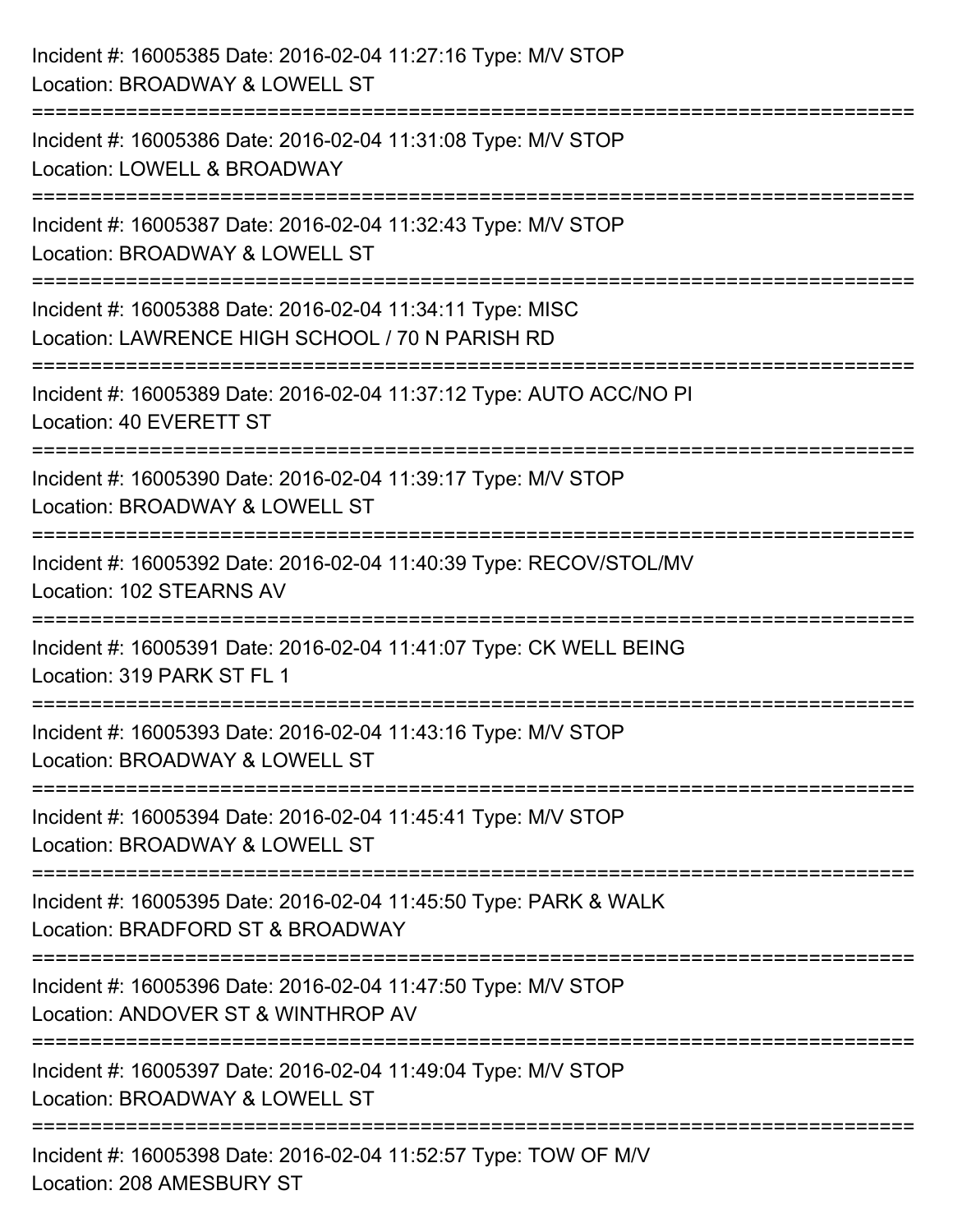Incident #: 16005385 Date: 2016-02-04 11:27:16 Type: M/V STOP
Location: BROADWAY & LOWELL ST

===========================================================================

Incident #: 16005386 Date: 2016-02-04 11:31:08 Type: M/V STOP
Location: LOWELL & BROADWAY

===========================================================================

Incident #: 16005387 Date: 2016-02-04 11:32:43 Type: M/V STOP
Location: BROADWAY & LOWELL ST

===========================================================================

Incident #: 16005388 Date: 2016-02-04 11:34:11 Type: MISC
Location: LAWRENCE HIGH SCHOOL / 70 N PARISH RD

===========================================================================

Incident #: 16005389 Date: 2016-02-04 11:37:12 Type: AUTO ACC/NO PI
Location: 40 EVERETT ST

===========================================================================

Incident #: 16005390 Date: 2016-02-04 11:39:17 Type: M/V STOP
Location: BROADWAY & LOWELL ST

===========================================================================

Incident #: 16005392 Date: 2016-02-04 11:40:39 Type: RECOV/STOL/MV
Location: 102 STEARNS AV

===========================================================================

Incident #: 16005391 Date: 2016-02-04 11:41:07 Type: CK WELL BEING
Location: 319 PARK ST FL 1

===========================================================================

Incident #: 16005393 Date: 2016-02-04 11:43:16 Type: M/V STOP
Location: BROADWAY & LOWELL ST

===========================================================================

Incident #: 16005394 Date: 2016-02-04 11:45:41 Type: M/V STOP
Location: BROADWAY & LOWELL ST

===========================================================================

Incident #: 16005395 Date: 2016-02-04 11:45:50 Type: PARK & WALK
Location: BRADFORD ST & BROADWAY

===========================================================================

Incident #: 16005396 Date: 2016-02-04 11:47:50 Type: M/V STOP
Location: ANDOVER ST & WINTHROP AV

===========================================================================

Incident #: 16005397 Date: 2016-02-04 11:49:04 Type: M/V STOP
Location: BROADWAY & LOWELL ST

===========================================================================

Incident #: 16005398 Date: 2016-02-04 11:52:57 Type: TOW OF M/V
Location: 208 AMESBURY ST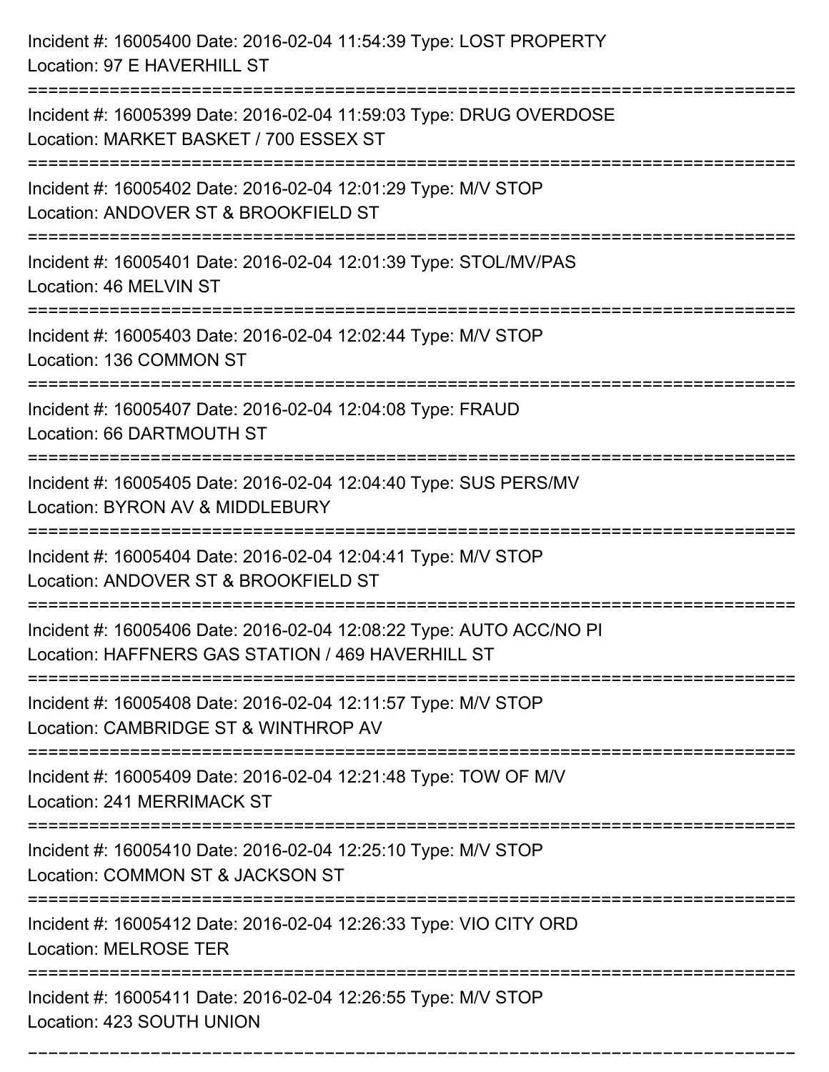Incident #: 16005400 Date: 2016-02-04 11:54:39 Type: LOST PROPERTY
Location: 97 E HAVERHILL ST

===========================================================================

Incident #: 16005399 Date: 2016-02-04 11:59:03 Type: DRUG OVERDOSE
Location: MARKET BASKET / 700 ESSEX ST

===========================================================================

Incident #: 16005402 Date: 2016-02-04 12:01:29 Type: M/V STOP
Location: ANDOVER ST & BROOKFIELD ST

===========================================================================

Incident #: 16005401 Date: 2016-02-04 12:01:39 Type: STOL/MV/PAS
Location: 46 MELVIN ST

===========================================================================

Incident #: 16005403 Date: 2016-02-04 12:02:44 Type: M/V STOP
Location: 136 COMMON ST

===========================================================================

Incident #: 16005407 Date: 2016-02-04 12:04:08 Type: FRAUD
Location: 66 DARTMOUTH ST

===========================================================================

Incident #: 16005405 Date: 2016-02-04 12:04:40 Type: SUS PERS/MV
Location: BYRON AV & MIDDLEBURY

===========================================================================

Incident #: 16005404 Date: 2016-02-04 12:04:41 Type: M/V STOP
Location: ANDOVER ST & BROOKFIELD ST

===========================================================================

Incident #: 16005406 Date: 2016-02-04 12:08:22 Type: AUTO ACC/NO PI
Location: HAFFNERS GAS STATION / 469 HAVERHILL ST

===========================================================================

Incident #: 16005408 Date: 2016-02-04 12:11:57 Type: M/V STOP
Location: CAMBRIDGE ST & WINTHROP AV

===========================================================================

Incident #: 16005409 Date: 2016-02-04 12:21:48 Type: TOW OF M/V
Location: 241 MERRIMACK ST

===========================================================================

Incident #: 16005410 Date: 2016-02-04 12:25:10 Type: M/V STOP
Location: COMMON ST & JACKSON ST

===========================================================================

Incident #: 16005412 Date: 2016-02-04 12:26:33 Type: VIO CITY ORD
Location: MELROSE TER

===========================================================================

Incident #: 16005411 Date: 2016-02-04 12:26:55 Type: M/V STOP
Location: 423 SOUTH UNION

===========================================================================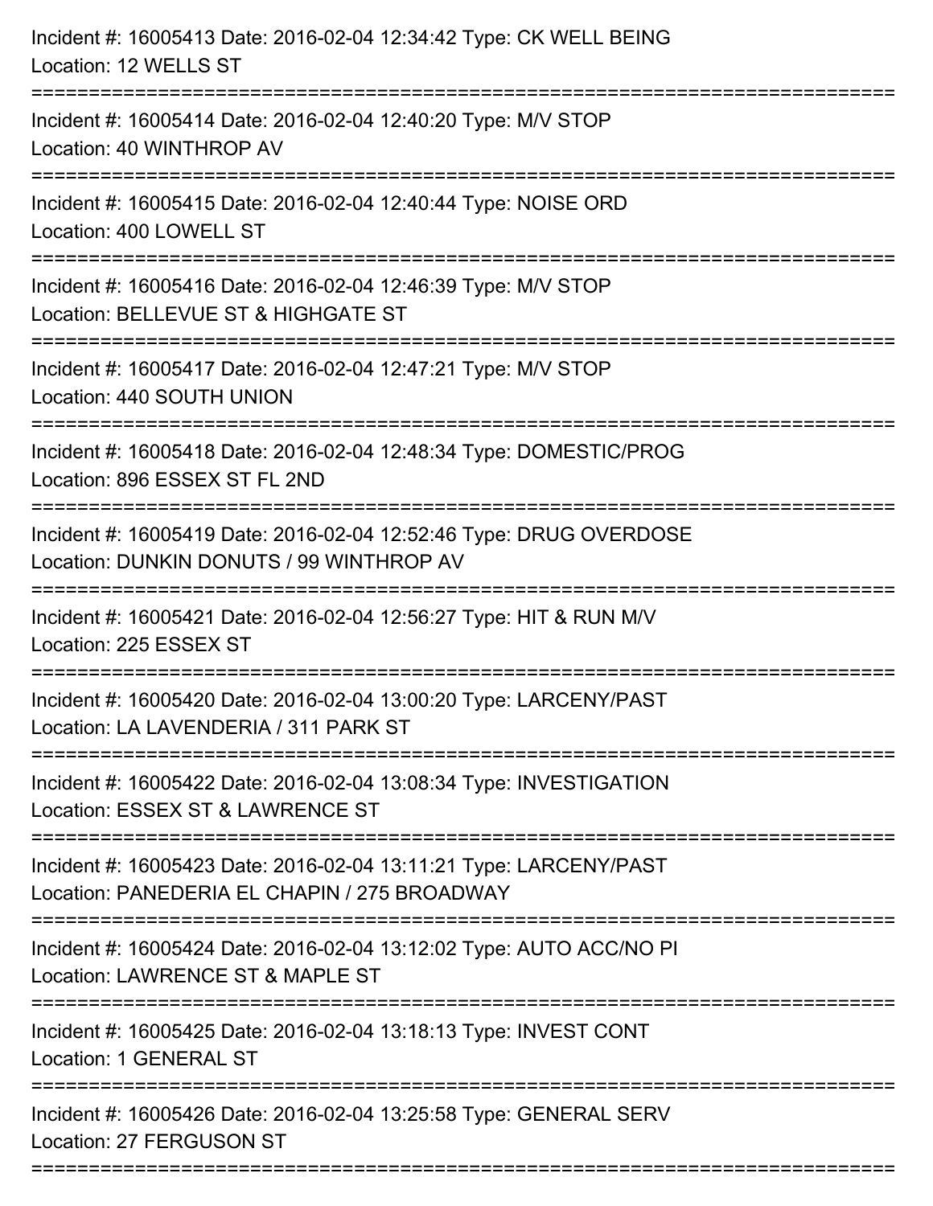Incident #: 16005413 Date: 2016-02-04 12:34:42 Type: CK WELL BEING
Location: 12 WELLS ST

===========================================================================

Incident #: 16005414 Date: 2016-02-04 12:40:20 Type: M/V STOP
Location: 40 WINTHROP AV

===========================================================================

Incident #: 16005415 Date: 2016-02-04 12:40:44 Type: NOISE ORD
Location: 400 LOWELL ST

===========================================================================

Incident #: 16005416 Date: 2016-02-04 12:46:39 Type: M/V STOP
Location: BELLEVUE ST & HIGHGATE ST

===========================================================================

Incident #: 16005417 Date: 2016-02-04 12:47:21 Type: M/V STOP
Location: 440 SOUTH UNION

===========================================================================

Incident #: 16005418 Date: 2016-02-04 12:48:34 Type: DOMESTIC/PROG
Location: 896 ESSEX ST FL 2ND

===========================================================================

Incident #: 16005419 Date: 2016-02-04 12:52:46 Type: DRUG OVERDOSE
Location: DUNKIN DONUTS / 99 WINTHROP AV

===========================================================================

Incident #: 16005421 Date: 2016-02-04 12:56:27 Type: HIT & RUN M/V
Location: 225 ESSEX ST

===========================================================================

Incident #: 16005420 Date: 2016-02-04 13:00:20 Type: LARCENY/PAST
Location: LA LAVENDERIA / 311 PARK ST

===========================================================================

Incident #: 16005422 Date: 2016-02-04 13:08:34 Type: INVESTIGATION
Location: ESSEX ST & LAWRENCE ST

===========================================================================

Incident #: 16005423 Date: 2016-02-04 13:11:21 Type: LARCENY/PAST
Location: PANEDERIA EL CHAPIN / 275 BROADWAY

===========================================================================

Incident #: 16005424 Date: 2016-02-04 13:12:02 Type: AUTO ACC/NO PI
Location: LAWRENCE ST & MAPLE ST

===========================================================================

Incident #: 16005425 Date: 2016-02-04 13:18:13 Type: INVEST CONT
Location: 1 GENERAL ST

===========================================================================

Incident #: 16005426 Date: 2016-02-04 13:25:58 Type: GENERAL SERV
Location: 27 FERGUSON ST

===========================================================================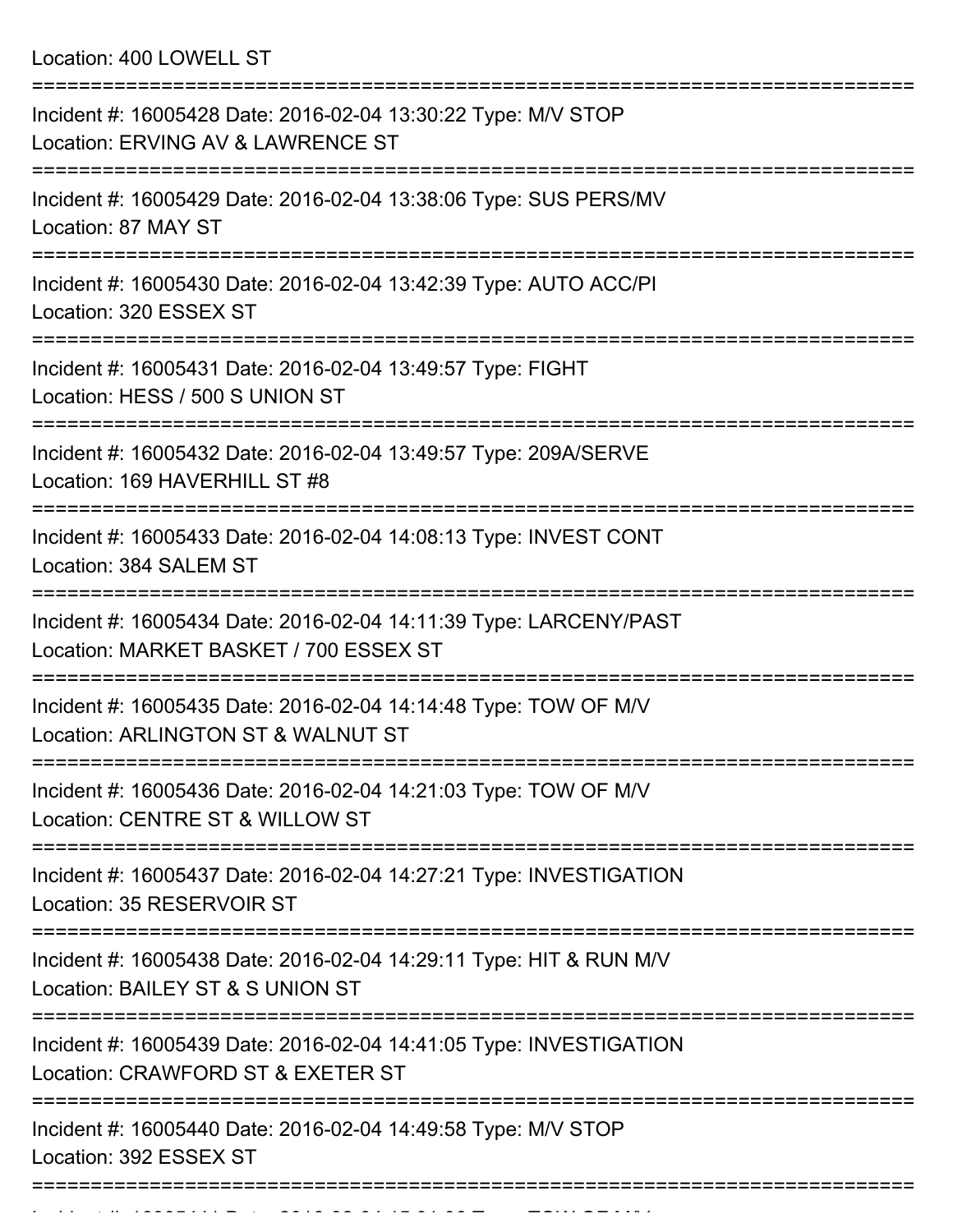Location: 400 LOWELL ST

===========================================================================

Incident #: 16005428 Date: 2016-02-04 13:30:22 Type: M/V STOP
Location: ERVING AV & LAWRENCE ST

===========================================================================

Incident #: 16005429 Date: 2016-02-04 13:38:06 Type: SUS PERS/MV
Location: 87 MAY ST

===========================================================================

Incident #: 16005430 Date: 2016-02-04 13:42:39 Type: AUTO ACC/PI
Location: 320 ESSEX ST

===========================================================================

Incident #: 16005431 Date: 2016-02-04 13:49:57 Type: FIGHT
Location: HESS / 500 S UNION ST

===========================================================================

Incident #: 16005432 Date: 2016-02-04 13:49:57 Type: 209A/SERVE
Location: 169 HAVERHILL ST #8

===========================================================================

Incident #: 16005433 Date: 2016-02-04 14:08:13 Type: INVEST CONT
Location: 384 SALEM ST

===========================================================================

Incident #: 16005434 Date: 2016-02-04 14:11:39 Type: LARCENY/PAST
Location: MARKET BASKET / 700 ESSEX ST

===========================================================================

Incident #: 16005435 Date: 2016-02-04 14:14:48 Type: TOW OF M/V
Location: ARLINGTON ST & WALNUT ST

===========================================================================

Incident #: 16005436 Date: 2016-02-04 14:21:03 Type: TOW OF M/V
Location: CENTRE ST & WILLOW ST

===========================================================================

Incident #: 16005437 Date: 2016-02-04 14:27:21 Type: INVESTIGATION
Location: 35 RESERVOIR ST

===========================================================================

Incident #: 16005438 Date: 2016-02-04 14:29:11 Type: HIT & RUN M/V
Location: BAILEY ST & S UNION ST

===========================================================================

Incident #: 16005439 Date: 2016-02-04 14:41:05 Type: INVESTIGATION
Location: CRAWFORD ST & EXETER ST

===========================================================================

Incident #: 16005440 Date: 2016-02-04 14:49:58 Type: M/V STOP
Location: 392 ESSEX ST

===========================================================================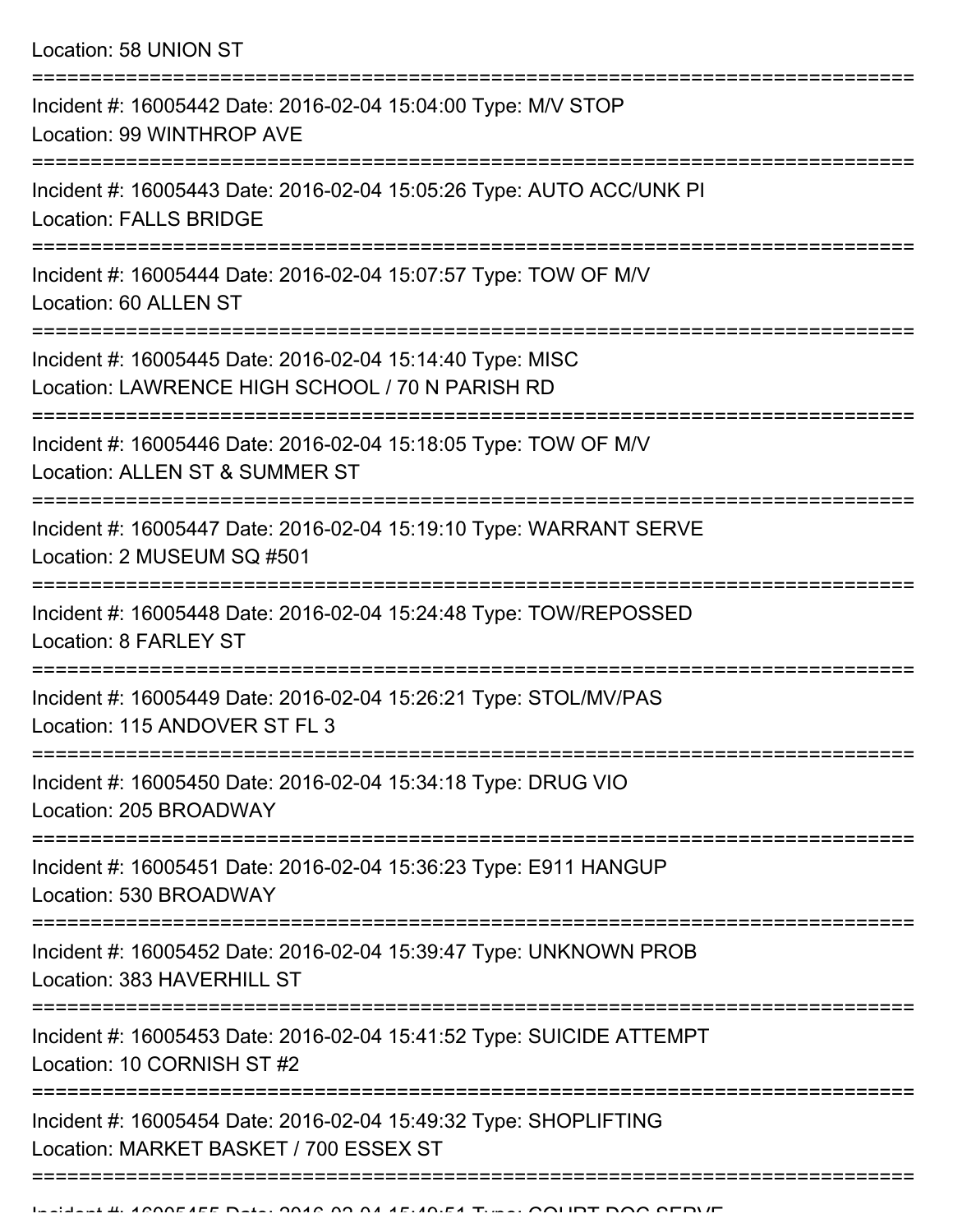Location: 58 UNION ST

===========================================================================

Incident #: 16005442 Date: 2016-02-04 15:04:00 Type: M/V STOP
Location: 99 WINTHROP AVE

===========================================================================

Incident #: 16005443 Date: 2016-02-04 15:05:26 Type: AUTO ACC/UNK PI
Location: FALLS BRIDGE

===========================================================================

Incident #: 16005444 Date: 2016-02-04 15:07:57 Type: TOW OF M/V
Location: 60 ALLEN ST

===========================================================================

Incident #: 16005445 Date: 2016-02-04 15:14:40 Type: MISC
Location: LAWRENCE HIGH SCHOOL / 70 N PARISH RD

===========================================================================

Incident #: 16005446 Date: 2016-02-04 15:18:05 Type: TOW OF M/V
Location: ALLEN ST & SUMMER ST

===========================================================================

Incident #: 16005447 Date: 2016-02-04 15:19:10 Type: WARRANT SERVE
Location: 2 MUSEUM SQ #501

===========================================================================

Incident #: 16005448 Date: 2016-02-04 15:24:48 Type: TOW/REPOSSED
Location: 8 FARLEY ST

===========================================================================

Incident #: 16005449 Date: 2016-02-04 15:26:21 Type: STOL/MV/PAS
Location: 115 ANDOVER ST FL 3

===========================================================================

Incident #: 16005450 Date: 2016-02-04 15:34:18 Type: DRUG VIO
Location: 205 BROADWAY

===========================================================================

Incident #: 16005451 Date: 2016-02-04 15:36:23 Type: E911 HANGUP
Location: 530 BROADWAY

===========================================================================

Incident #: 16005452 Date: 2016-02-04 15:39:47 Type: UNKNOWN PROB
Location: 383 HAVERHILL ST

===========================================================================

Incident #: 16005453 Date: 2016-02-04 15:41:52 Type: SUICIDE ATTEMPT
Location: 10 CORNISH ST #2

===========================================================================

Incident #: 16005454 Date: 2016-02-04 15:49:32 Type: SHOPLIFTING
Location: MARKET BASKET / 700 ESSEX ST

===========================================================================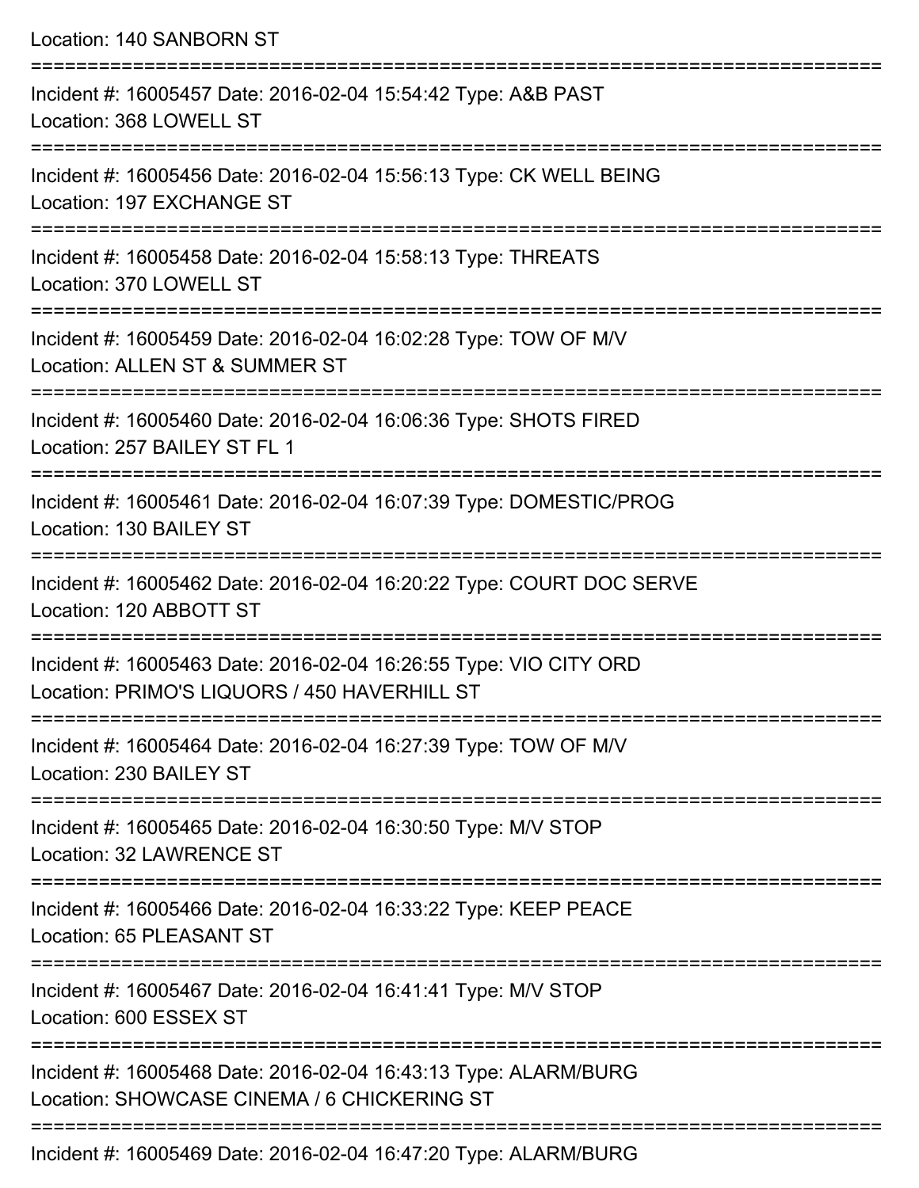Location: 140 SANBORN ST

===========================================================================

Incident #: 16005457 Date: 2016-02-04 15:54:42 Type: A&B PAST
Location: 368 LOWELL ST

===========================================================================

Incident #: 16005456 Date: 2016-02-04 15:56:13 Type: CK WELL BEING
Location: 197 EXCHANGE ST

===========================================================================

Incident #: 16005458 Date: 2016-02-04 15:58:13 Type: THREATS
Location: 370 LOWELL ST

===========================================================================

Incident #: 16005459 Date: 2016-02-04 16:02:28 Type: TOW OF M/V
Location: ALLEN ST & SUMMER ST

===========================================================================

Incident #: 16005460 Date: 2016-02-04 16:06:36 Type: SHOTS FIRED
Location: 257 BAILEY ST FL 1

===========================================================================

Incident #: 16005461 Date: 2016-02-04 16:07:39 Type: DOMESTIC/PROG
Location: 130 BAILEY ST

===========================================================================

Incident #: 16005462 Date: 2016-02-04 16:20:22 Type: COURT DOC SERVE
Location: 120 ABBOTT ST

===========================================================================

Incident #: 16005463 Date: 2016-02-04 16:26:55 Type: VIO CITY ORD
Location: PRIMO'S LIQUORS / 450 HAVERHILL ST

===========================================================================

Incident #: 16005464 Date: 2016-02-04 16:27:39 Type: TOW OF M/V
Location: 230 BAILEY ST

===========================================================================

Incident #: 16005465 Date: 2016-02-04 16:30:50 Type: M/V STOP
Location: 32 LAWRENCE ST

===========================================================================

Incident #: 16005466 Date: 2016-02-04 16:33:22 Type: KEEP PEACE
Location: 65 PLEASANT ST

===========================================================================

Incident #: 16005467 Date: 2016-02-04 16:41:41 Type: M/V STOP
Location: 600 ESSEX ST

===========================================================================

Incident #: 16005468 Date: 2016-02-04 16:43:13 Type: ALARM/BURG
Location: SHOWCASE CINEMA / 6 CHICKERING ST

===========================================================================

Incident #: 16005469 Date: 2016-02-04 16:47:20 Type: ALARM/BURG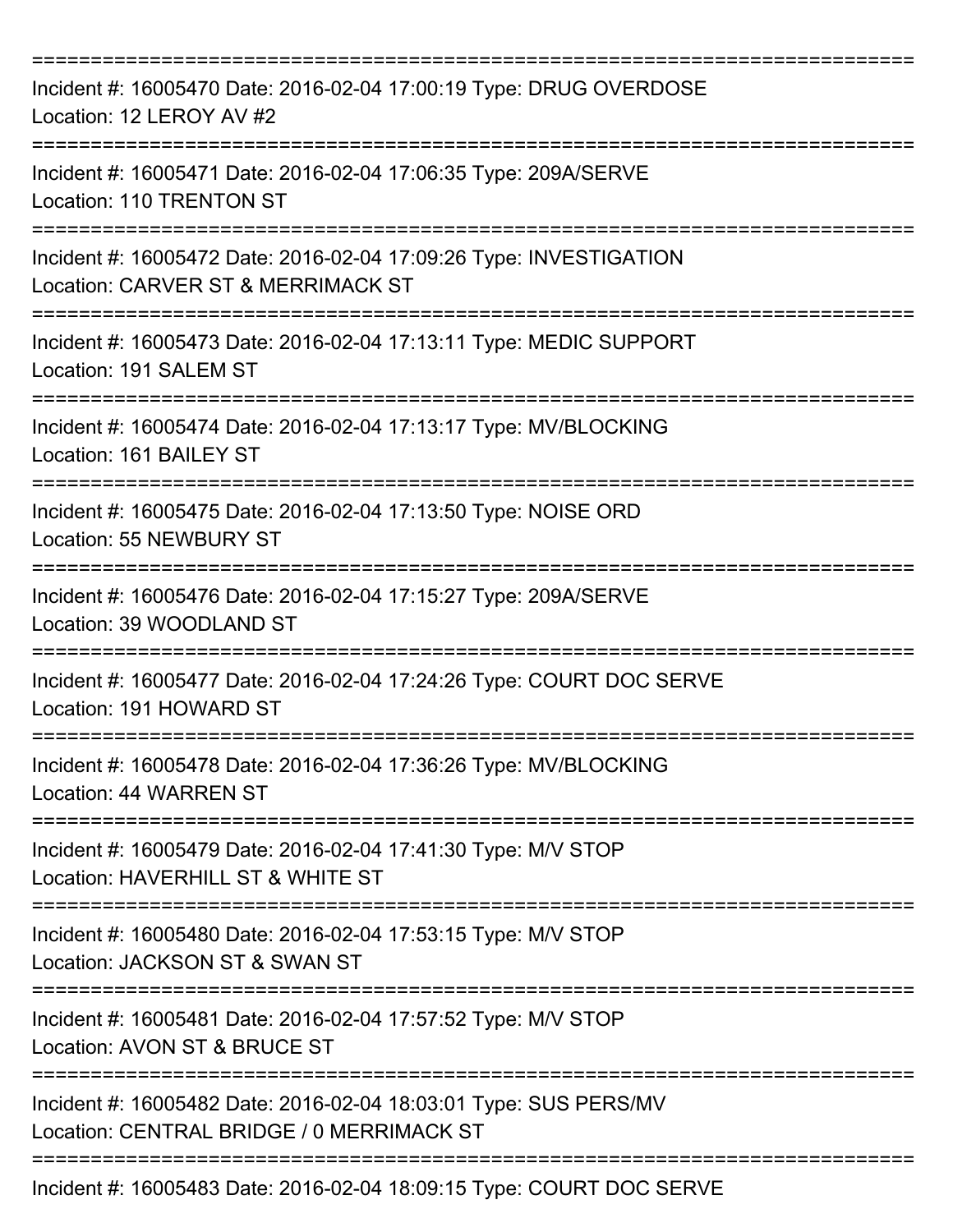Incident #: 16005470 Date: 2016-02-04 17:00:19 Type: DRUG OVERDOSE
Location: 12 LEROY AV #2

Incident #: 16005471 Date: 2016-02-04 17:06:35 Type: 209A/SERVE
Location: 110 TRENTON ST

Incident #: 16005472 Date: 2016-02-04 17:09:26 Type: INVESTIGATION
Location: CARVER ST & MERRIMACK ST

Incident #: 16005473 Date: 2016-02-04 17:13:11 Type: MEDIC SUPPORT
Location: 191 SALEM ST

Incident #: 16005474 Date: 2016-02-04 17:13:17 Type: MV/BLOCKING
Location: 161 BAILEY ST

Incident #: 16005475 Date: 2016-02-04 17:13:50 Type: NOISE ORD
Location: 55 NEWBURY ST

Incident #: 16005476 Date: 2016-02-04 17:15:27 Type: 209A/SERVE
Location: 39 WOODLAND ST

Incident #: 16005477 Date: 2016-02-04 17:24:26 Type: COURT DOC SERVE
Location: 191 HOWARD ST

Incident #: 16005478 Date: 2016-02-04 17:36:26 Type: MV/BLOCKING
Location: 44 WARREN ST

Incident #: 16005479 Date: 2016-02-04 17:41:30 Type: M/V STOP
Location: HAVERHILL ST & WHITE ST

Incident #: 16005480 Date: 2016-02-04 17:53:15 Type: M/V STOP
Location: JACKSON ST & SWAN ST

Incident #: 16005481 Date: 2016-02-04 17:57:52 Type: M/V STOP
Location: AVON ST & BRUCE ST

Incident #: 16005482 Date: 2016-02-04 18:03:01 Type: SUS PERS/MV
Location: CENTRAL BRIDGE / 0 MERRIMACK ST

Incident #: 16005483 Date: 2016-02-04 18:09:15 Type: COURT DOC SERVE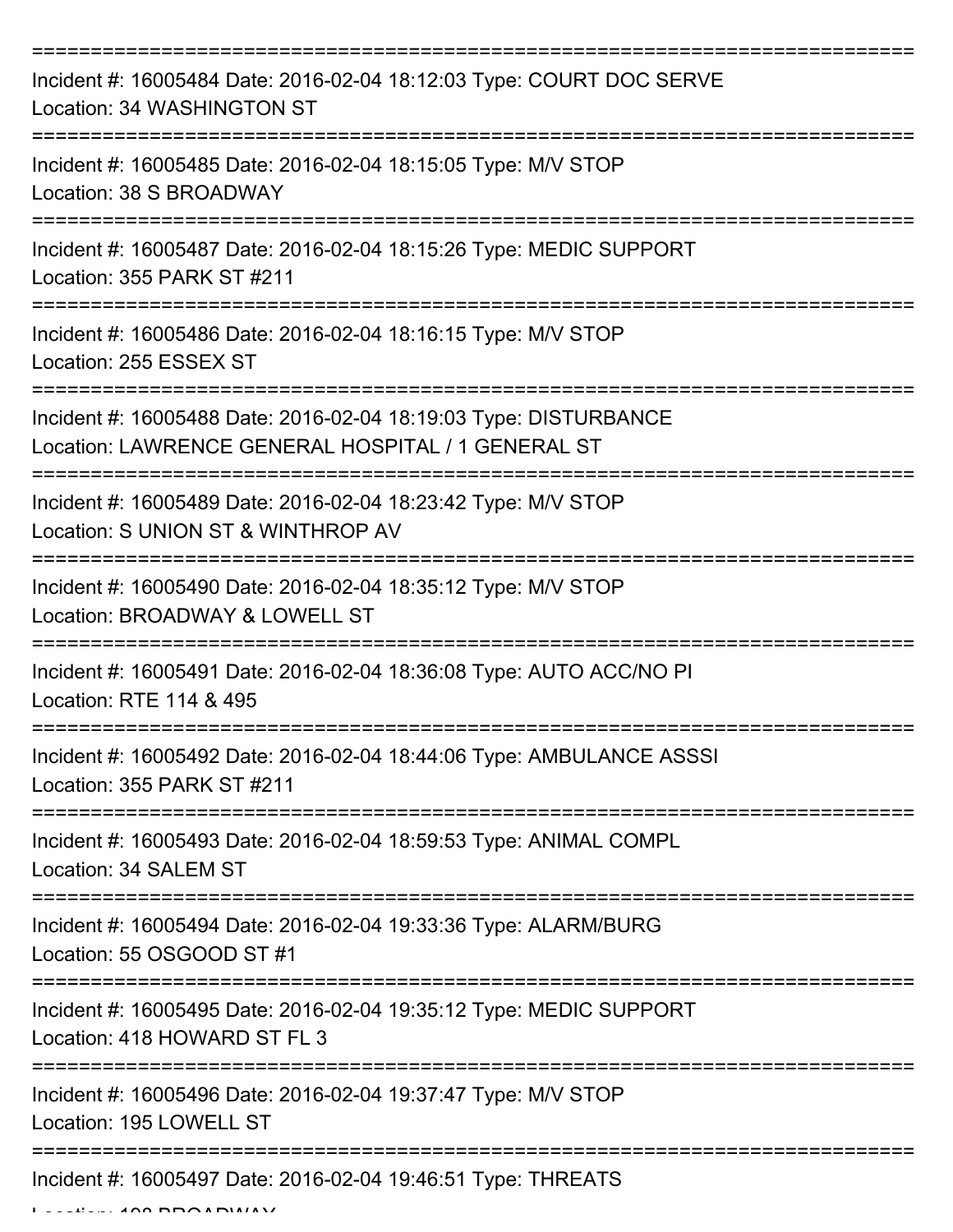===========================================================================
Incident #: 16005484 Date: 2016-02-04 18:12:03 Type: COURT DOC SERVE
Location: 34 WASHINGTON ST
===========================================================================
Incident #: 16005485 Date: 2016-02-04 18:15:05 Type: M/V STOP
Location: 38 S BROADWAY
===========================================================================
Incident #: 16005487 Date: 2016-02-04 18:15:26 Type: MEDIC SUPPORT
Location: 355 PARK ST #211
===========================================================================
Incident #: 16005486 Date: 2016-02-04 18:16:15 Type: M/V STOP
Location: 255 ESSEX ST
===========================================================================
Incident #: 16005488 Date: 2016-02-04 18:19:03 Type: DISTURBANCE
Location: LAWRENCE GENERAL HOSPITAL / 1 GENERAL ST
===========================================================================
Incident #: 16005489 Date: 2016-02-04 18:23:42 Type: M/V STOP
Location: S UNION ST & WINTHROP AV
===========================================================================
Incident #: 16005490 Date: 2016-02-04 18:35:12 Type: M/V STOP
Location: BROADWAY & LOWELL ST
===========================================================================
Incident #: 16005491 Date: 2016-02-04 18:36:08 Type: AUTO ACC/NO PI
Location: RTE 114 & 495
===========================================================================
Incident #: 16005492 Date: 2016-02-04 18:44:06 Type: AMBULANCE ASSSI
Location: 355 PARK ST #211
===========================================================================
Incident #: 16005493 Date: 2016-02-04 18:59:53 Type: ANIMAL COMPL
Location: 34 SALEM ST
===========================================================================
Incident #: 16005494 Date: 2016-02-04 19:33:36 Type: ALARM/BURG
Location: 55 OSGOOD ST #1
===========================================================================
Incident #: 16005495 Date: 2016-02-04 19:35:12 Type: MEDIC SUPPORT
Location: 418 HOWARD ST FL 3
===========================================================================
Incident #: 16005496 Date: 2016-02-04 19:37:47 Type: M/V STOP
Location: 195 LOWELL ST
===========================================================================
Incident #: 16005497 Date: 2016-02-04 19:46:51 Type: THREATS
Location: 198 BROADWAY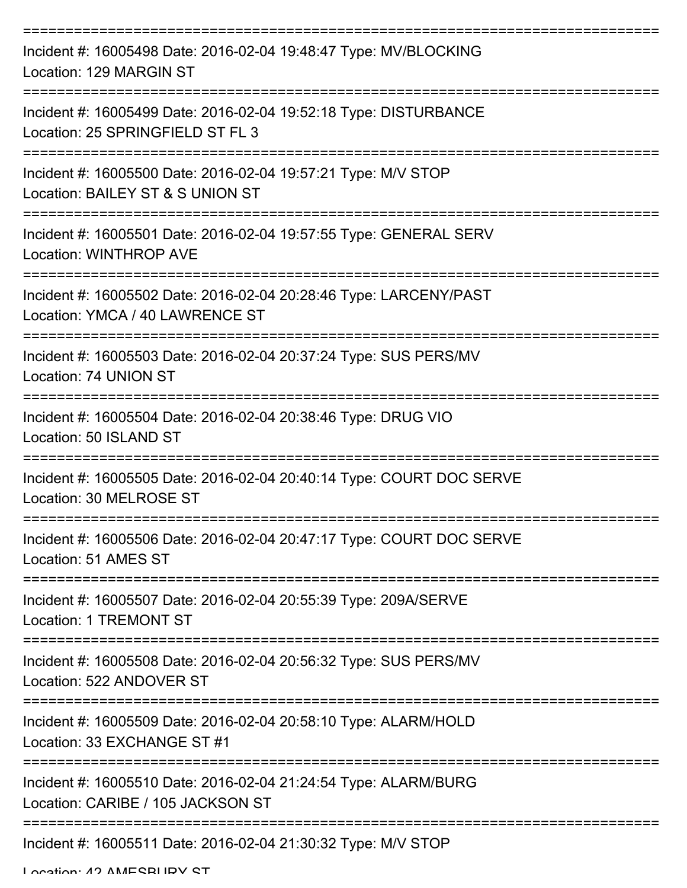===========================================================================
Incident #: 16005498 Date: 2016-02-04 19:48:47 Type: MV/BLOCKING
Location: 129 MARGIN ST
===========================================================================
Incident #: 16005499 Date: 2016-02-04 19:52:18 Type: DISTURBANCE
Location: 25 SPRINGFIELD ST FL 3
===========================================================================
Incident #: 16005500 Date: 2016-02-04 19:57:21 Type: M/V STOP
Location: BAILEY ST & S UNION ST
===========================================================================
Incident #: 16005501 Date: 2016-02-04 19:57:55 Type: GENERAL SERV
Location: WINTHROP AVE
===========================================================================
Incident #: 16005502 Date: 2016-02-04 20:28:46 Type: LARCENY/PAST
Location: YMCA / 40 LAWRENCE ST
===========================================================================
Incident #: 16005503 Date: 2016-02-04 20:37:24 Type: SUS PERS/MV
Location: 74 UNION ST
===========================================================================
Incident #: 16005504 Date: 2016-02-04 20:38:46 Type: DRUG VIO
Location: 50 ISLAND ST
===========================================================================
Incident #: 16005505 Date: 2016-02-04 20:40:14 Type: COURT DOC SERVE
Location: 30 MELROSE ST
===========================================================================
Incident #: 16005506 Date: 2016-02-04 20:47:17 Type: COURT DOC SERVE
Location: 51 AMES ST
===========================================================================
Incident #: 16005507 Date: 2016-02-04 20:55:39 Type: 209A/SERVE
Location: 1 TREMONT ST
===========================================================================
Incident #: 16005508 Date: 2016-02-04 20:56:32 Type: SUS PERS/MV
Location: 522 ANDOVER ST
===========================================================================
Incident #: 16005509 Date: 2016-02-04 20:58:10 Type: ALARM/HOLD
Location: 33 EXCHANGE ST #1
===========================================================================
Incident #: 16005510 Date: 2016-02-04 21:24:54 Type: ALARM/BURG
Location: CARIBE / 105 JACKSON ST
===========================================================================
Incident #: 16005511 Date: 2016-02-04 21:30:32 Type: M/V STOP
Location: 42 AMESBURY ST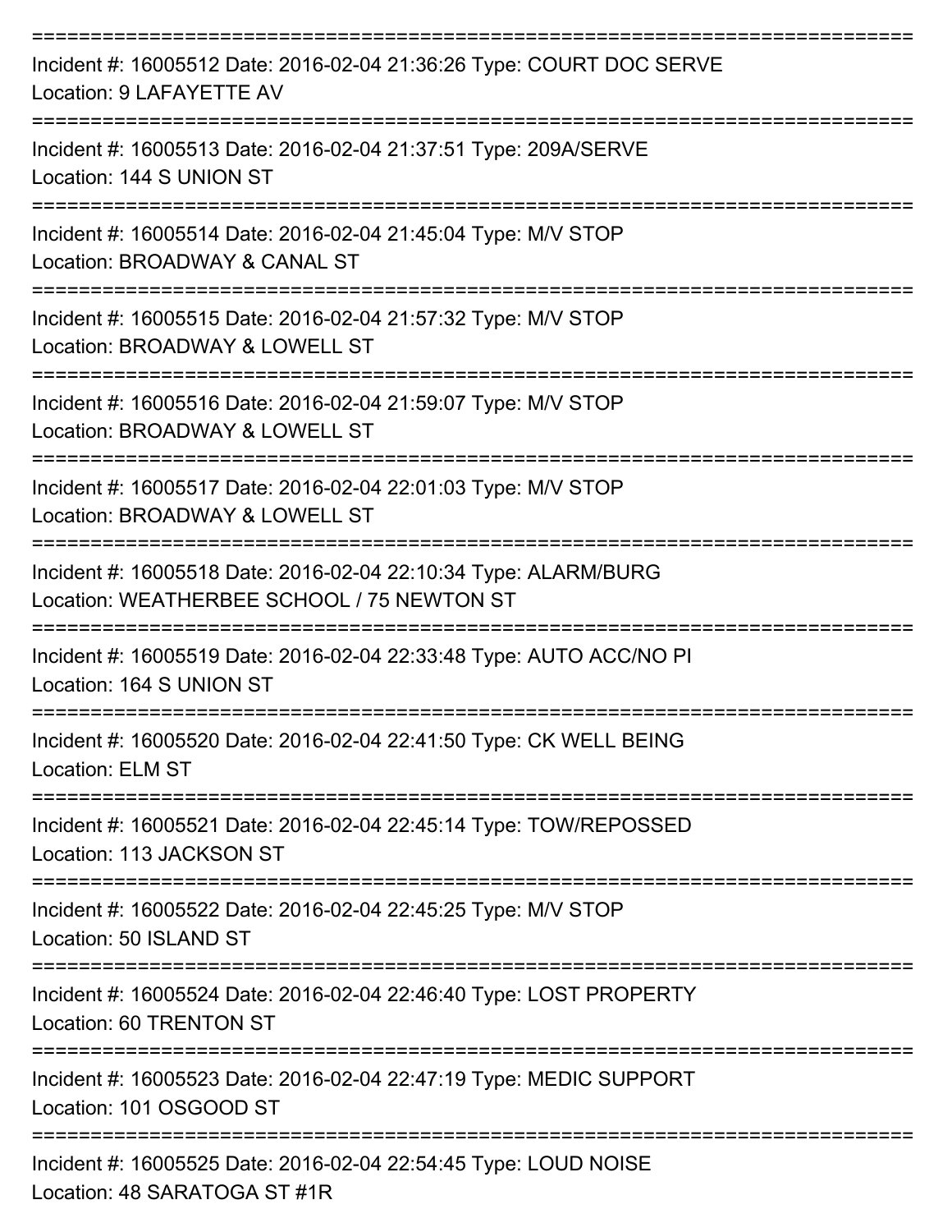===========================================================================

Incident #: 16005512 Date: 2016-02-04 21:36:26 Type: COURT DOC SERVE
Location: 9 LAFAYETTE AV

===========================================================================

Incident #: 16005513 Date: 2016-02-04 21:37:51 Type: 209A/SERVE
Location: 144 S UNION ST

===========================================================================

Incident #: 16005514 Date: 2016-02-04 21:45:04 Type: M/V STOP
Location: BROADWAY & CANAL ST

===========================================================================

Incident #: 16005515 Date: 2016-02-04 21:57:32 Type: M/V STOP
Location: BROADWAY & LOWELL ST

===========================================================================

Incident #: 16005516 Date: 2016-02-04 21:59:07 Type: M/V STOP
Location: BROADWAY & LOWELL ST

===========================================================================

Incident #: 16005517 Date: 2016-02-04 22:01:03 Type: M/V STOP
Location: BROADWAY & LOWELL ST

===========================================================================

Incident #: 16005518 Date: 2016-02-04 22:10:34 Type: ALARM/BURG
Location: WEATHERBEE SCHOOL / 75 NEWTON ST

===========================================================================

Incident #: 16005519 Date: 2016-02-04 22:33:48 Type: AUTO ACC/NO PI
Location: 164 S UNION ST

===========================================================================

Incident #: 16005520 Date: 2016-02-04 22:41:50 Type: CK WELL BEING
Location: ELM ST

===========================================================================

Incident #: 16005521 Date: 2016-02-04 22:45:14 Type: TOW/REPOSSED
Location: 113 JACKSON ST

===========================================================================

Incident #: 16005522 Date: 2016-02-04 22:45:25 Type: M/V STOP
Location: 50 ISLAND ST

===========================================================================

Incident #: 16005524 Date: 2016-02-04 22:46:40 Type: LOST PROPERTY
Location: 60 TRENTON ST

===========================================================================

Incident #: 16005523 Date: 2016-02-04 22:47:19 Type: MEDIC SUPPORT
Location: 101 OSGOOD ST

===========================================================================

Incident #: 16005525 Date: 2016-02-04 22:54:45 Type: LOUD NOISE
Location: 48 SARATOGA ST #1R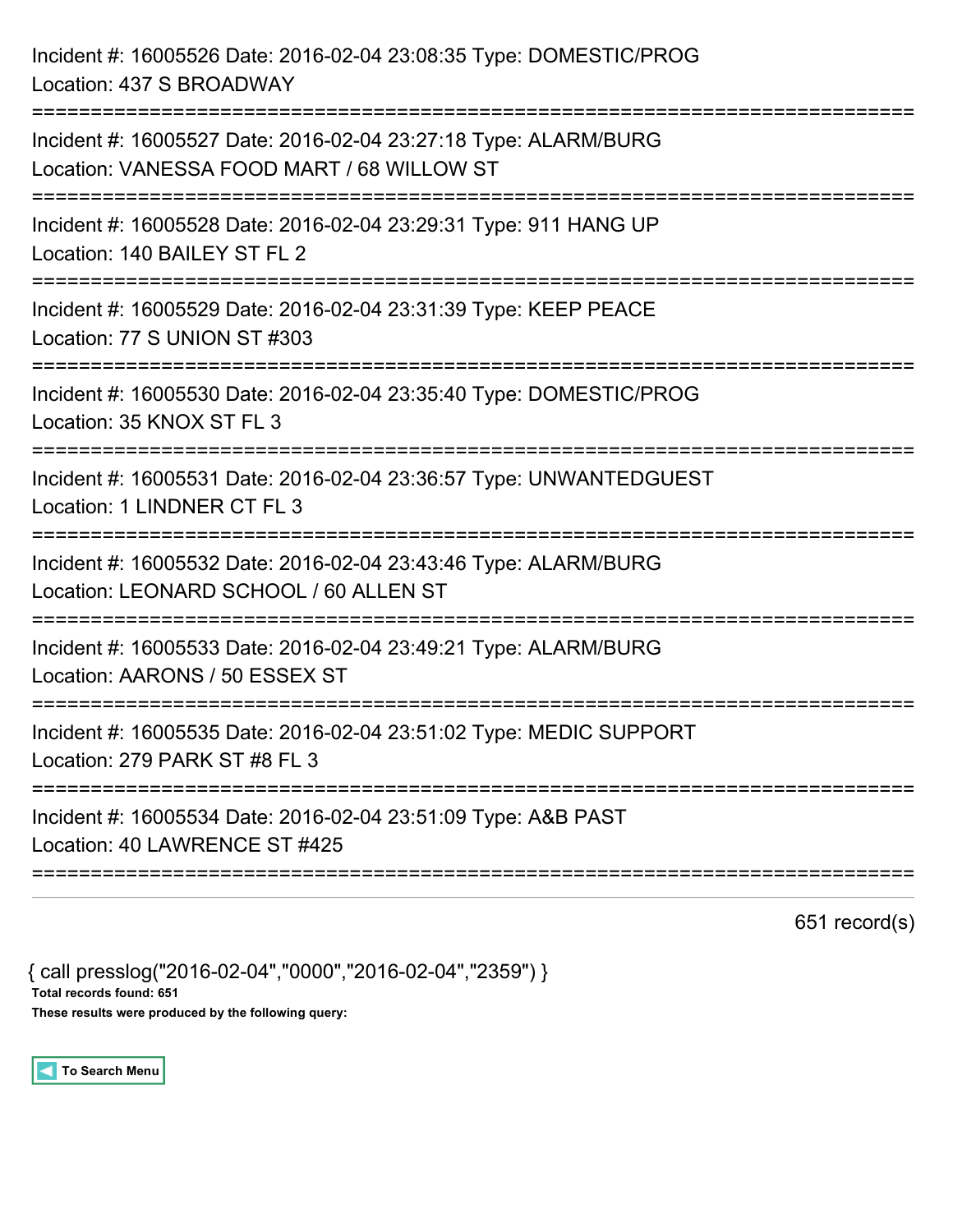Incident #: 16005526 Date: 2016-02-04 23:08:35 Type: DOMESTIC/PROG
Location: 437 S BROADWAY

===========================================================================

Incident #: 16005527 Date: 2016-02-04 23:27:18 Type: ALARM/BURG
Location: VANESSA FOOD MART / 68 WILLOW ST

===========================================================================

Incident #: 16005528 Date: 2016-02-04 23:29:31 Type: 911 HANG UP
Location: 140 BAILEY ST FL 2

===========================================================================

Incident #: 16005529 Date: 2016-02-04 23:31:39 Type: KEEP PEACE
Location: 77 S UNION ST #303

===========================================================================

Incident #: 16005530 Date: 2016-02-04 23:35:40 Type: DOMESTIC/PROG
Location: 35 KNOX ST FL 3

===========================================================================

Incident #: 16005531 Date: 2016-02-04 23:36:57 Type: UNWANTEDGUEST
Location: 1 LINDNER CT FL 3

===========================================================================

Incident #: 16005532 Date: 2016-02-04 23:43:46 Type: ALARM/BURG
Location: LEONARD SCHOOL / 60 ALLEN ST

===========================================================================

Incident #: 16005533 Date: 2016-02-04 23:49:21 Type: ALARM/BURG
Location: AARONS / 50 ESSEX ST

===========================================================================

Incident #: 16005535 Date: 2016-02-04 23:51:02 Type: MEDIC SUPPORT
Location: 279 PARK ST #8 FL 3

===========================================================================

Incident #: 16005534 Date: 2016-02-04 23:51:09 Type: A&B PAST
Location: 40 LAWRENCE ST #425

===========================================================================

651 record(s)

{ call presslog("2016-02-04","0000","2016-02-04","2359") }

**Total records found: 651**

**These results were produced by the following query:**

To Search Menu